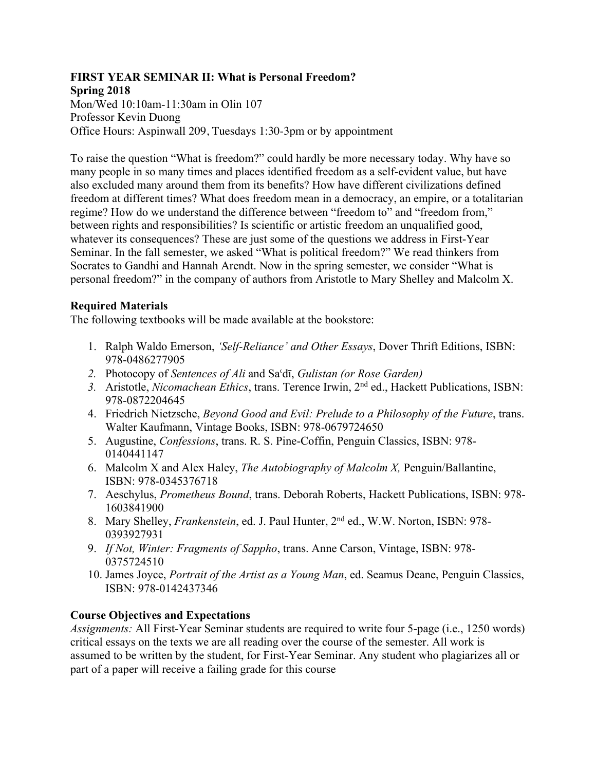**FIRST YEAR SEMINAR II: What is Personal Freedom?**
**Spring 2018**
Mon/Wed 10:10am-11:30am in Olin 107
Professor Kevin Duong
Office Hours: Aspinwall 209, Tuesdays 1:30-3pm or by appointment

To raise the question "What is freedom?" could hardly be more necessary today. Why have so many people in so many times and places identified freedom as a self-evident value, but have also excluded many around them from its benefits? How have different civilizations defined freedom at different times? What does freedom mean in a democracy, an empire, or a totalitarian regime? How do we understand the difference between "freedom to" and "freedom from," between rights and responsibilities? Is scientific or artistic freedom an unqualified good, whatever its consequences? These are just some of the questions we address in First-Year Seminar. In the fall semester, we asked "What is political freedom?" We read thinkers from Socrates to Gandhi and Hannah Arendt. Now in the spring semester, we consider "What is personal freedom?" in the company of authors from Aristotle to Mary Shelley and Malcolm X.

## Required Materials

The following textbooks will be made available at the bookstore:

1. Ralph Waldo Emerson, *'Self-Reliance' and Other Essays*, Dover Thrift Editions, ISBN: 978-0486277905
2. Photocopy of *Sentences of Ali* and Saʿdī, *Gulistan (or Rose Garden)*
3. Aristotle, *Nicomachean Ethics*, trans. Terence Irwin, 2nd ed., Hackett Publications, ISBN: 978-0872204645
4. Friedrich Nietzsche, *Beyond Good and Evil: Prelude to a Philosophy of the Future*, trans. Walter Kaufmann, Vintage Books, ISBN: 978-0679724650
5. Augustine, *Confessions*, trans. R. S. Pine-Coffin, Penguin Classics, ISBN: 978-0140441147
6. Malcolm X and Alex Haley, *The Autobiography of Malcolm X,* Penguin/Ballantine, ISBN: 978-0345376718
7. Aeschylus, *Prometheus Bound*, trans. Deborah Roberts, Hackett Publications, ISBN: 978-1603841900
8. Mary Shelley, *Frankenstein*, ed. J. Paul Hunter, 2nd ed., W.W. Norton, ISBN: 978-0393927931
9. *If Not, Winter: Fragments of Sappho*, trans. Anne Carson, Vintage, ISBN: 978-0375724510
10. James Joyce, *Portrait of the Artist as a Young Man*, ed. Seamus Deane, Penguin Classics, ISBN: 978-0142437346

## Course Objectives and Expectations

*Assignments:* All First-Year Seminar students are required to write four 5-page (i.e., 1250 words) critical essays on the texts we are all reading over the course of the semester. All work is assumed to be written by the student, for First-Year Seminar. Any student who plagiarizes all or part of a paper will receive a failing grade for this course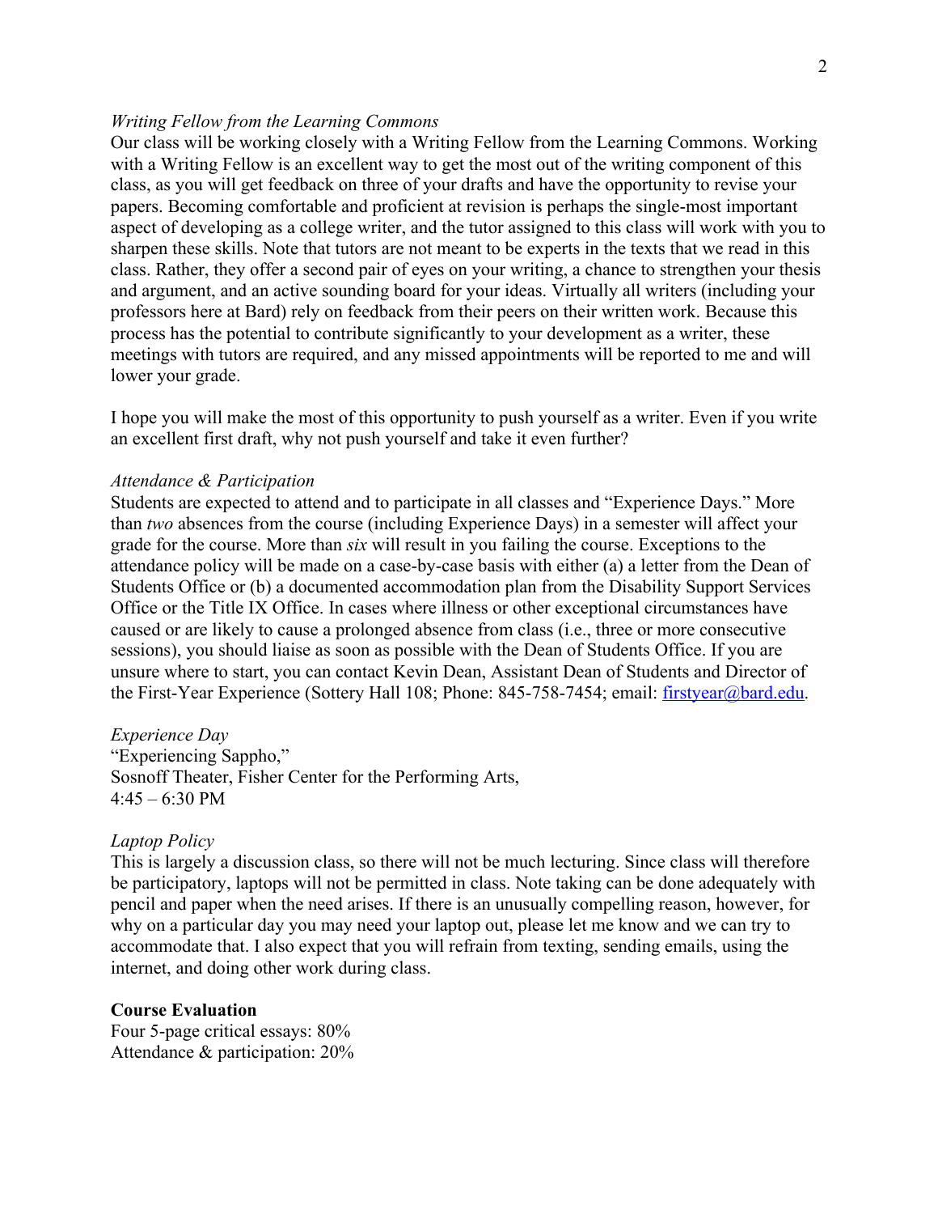*Writing Fellow from the Learning Commons*
Our class will be working closely with a Writing Fellow from the Learning Commons. Working with a Writing Fellow is an excellent way to get the most out of the writing component of this class, as you will get feedback on three of your drafts and have the opportunity to revise your papers. Becoming comfortable and proficient at revision is perhaps the single-most important aspect of developing as a college writer, and the tutor assigned to this class will work with you to sharpen these skills. Note that tutors are not meant to be experts in the texts that we read in this class. Rather, they offer a second pair of eyes on your writing, a chance to strengthen your thesis and argument, and an active sounding board for your ideas. Virtually all writers (including your professors here at Bard) rely on feedback from their peers on their written work. Because this process has the potential to contribute significantly to your development as a writer, these meetings with tutors are required, and any missed appointments will be reported to me and will lower your grade.

I hope you will make the most of this opportunity to push yourself as a writer. Even if you write an excellent first draft, why not push yourself and take it even further?

*Attendance & Participation*
Students are expected to attend and to participate in all classes and "Experience Days." More than *two* absences from the course (including Experience Days) in a semester will affect your grade for the course. More than *six* will result in you failing the course. Exceptions to the attendance policy will be made on a case-by-case basis with either (a) a letter from the Dean of Students Office or (b) a documented accommodation plan from the Disability Support Services Office or the Title IX Office. In cases where illness or other exceptional circumstances have caused or are likely to cause a prolonged absence from class (i.e., three or more consecutive sessions), you should liaise as soon as possible with the Dean of Students Office. If you are unsure where to start, you can contact Kevin Dean, Assistant Dean of Students and Director of the First-Year Experience (Sottery Hall 108; Phone: 845-758-7454; email: firstyear@bard.edu.

*Experience Day*
"Experiencing Sappho,"
Sosnoff Theater, Fisher Center for the Performing Arts,
4:45 – 6:30 PM

*Laptop Policy*
This is largely a discussion class, so there will not be much lecturing. Since class will therefore be participatory, laptops will not be permitted in class. Note taking can be done adequately with pencil and paper when the need arises. If there is an unusually compelling reason, however, for why on a particular day you may need your laptop out, please let me know and we can try to accommodate that. I also expect that you will refrain from texting, sending emails, using the internet, and doing other work during class.

**Course Evaluation**
Four 5-page critical essays: 80%
Attendance & participation: 20%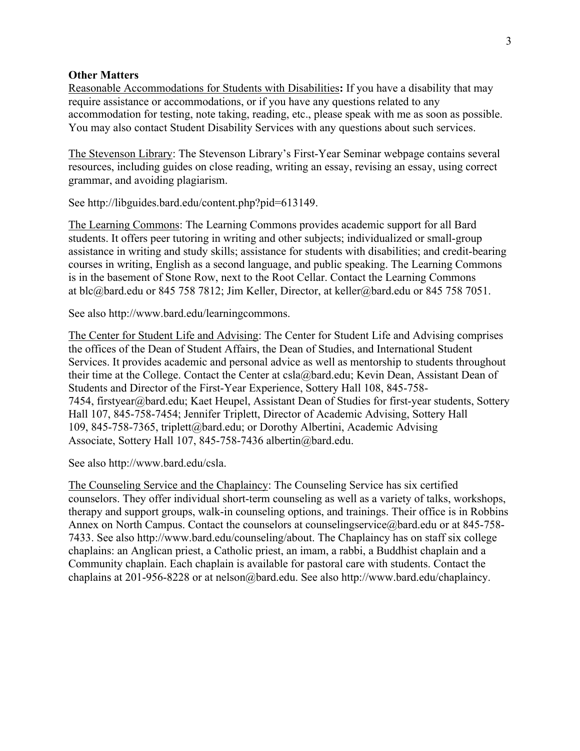**Other Matters**

Reasonable Accommodations for Students with Disabilities**:** If you have a disability that may require assistance or accommodations, or if you have any questions related to any accommodation for testing, note taking, reading, etc., please speak with me as soon as possible. You may also contact Student Disability Services with any questions about such services.

The Stevenson Library: The Stevenson Library's First-Year Seminar webpage contains several resources, including guides on close reading, writing an essay, revising an essay, using correct grammar, and avoiding plagiarism.

See http://libguides.bard.edu/content.php?pid=613149.

The Learning Commons: The Learning Commons provides academic support for all Bard students. It offers peer tutoring in writing and other subjects; individualized or small-group assistance in writing and study skills; assistance for students with disabilities; and credit-bearing courses in writing, English as a second language, and public speaking. The Learning Commons is in the basement of Stone Row, next to the Root Cellar. Contact the Learning Commons at blc@bard.edu or 845 758 7812; Jim Keller, Director, at keller@bard.edu or 845 758 7051.

See also http://www.bard.edu/learningcommons.

The Center for Student Life and Advising: The Center for Student Life and Advising comprises the offices of the Dean of Student Affairs, the Dean of Studies, and International Student Services. It provides academic and personal advice as well as mentorship to students throughout their time at the College. Contact the Center at csla@bard.edu; Kevin Dean, Assistant Dean of Students and Director of the First-Year Experience, Sottery Hall 108, 845-758-7454, firstyear@bard.edu; Kaet Heupel, Assistant Dean of Studies for first-year students, Sottery Hall 107, 845-758-7454; Jennifer Triplett, Director of Academic Advising, Sottery Hall 109, 845-758-7365, triplett@bard.edu; or Dorothy Albertini, Academic Advising Associate, Sottery Hall 107, 845-758-7436 albertin@bard.edu.

See also http://www.bard.edu/csla.

The Counseling Service and the Chaplaincy: The Counseling Service has six certified counselors. They offer individual short-term counseling as well as a variety of talks, workshops, therapy and support groups, walk-in counseling options, and trainings. Their office is in Robbins Annex on North Campus. Contact the counselors at counselingservice@bard.edu or at 845-758-7433. See also http://www.bard.edu/counseling/about. The Chaplaincy has on staff six college chaplains: an Anglican priest, a Catholic priest, an imam, a rabbi, a Buddhist chaplain and a Community chaplain. Each chaplain is available for pastoral care with students. Contact the chaplains at 201-956-8228 or at nelson@bard.edu. See also http://www.bard.edu/chaplaincy.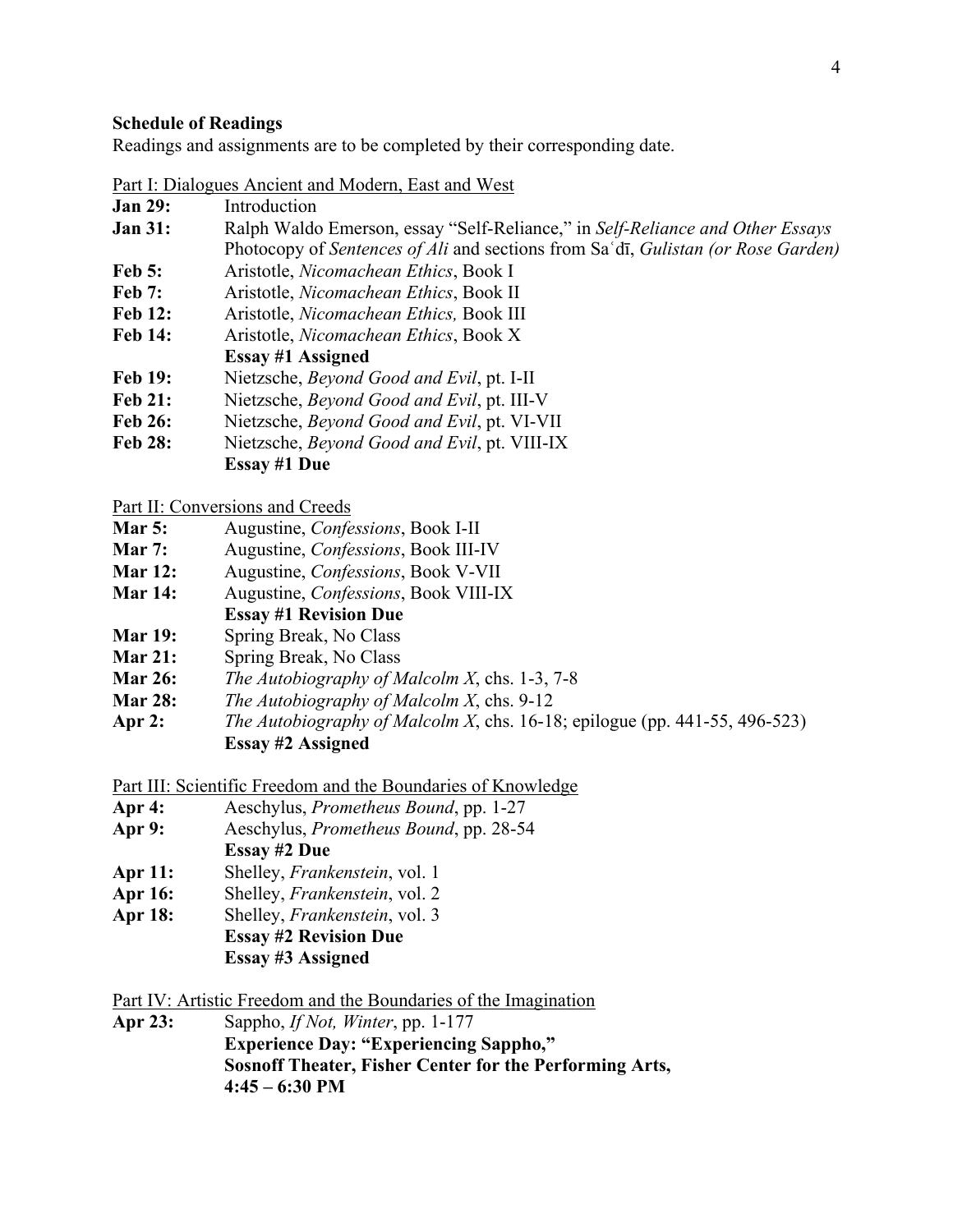**Schedule of Readings**

Readings and assignments are to be completed by their corresponding date.

Part I: Dialogues Ancient and Modern, East and West

**Jan 29:** Introduction

**Jan 31:** Ralph Waldo Emerson, essay "Self-Reliance," in *Self-Reliance and Other Essays*
Photocopy of *Sentences of Ali* and sections from Saʿdī, *Gulistan (or Rose Garden)*

**Feb 5:** Aristotle, *Nicomachean Ethics*, Book I

**Feb 7:** Aristotle, *Nicomachean Ethics*, Book II

**Feb 12:** Aristotle, *Nicomachean Ethics,* Book III

**Feb 14:** Aristotle, *Nicomachean Ethics*, Book X
**Essay #1 Assigned**

**Feb 19:** Nietzsche, *Beyond Good and Evil*, pt. I-II

**Feb 21:** Nietzsche, *Beyond Good and Evil*, pt. III-V

**Feb 26:** Nietzsche, *Beyond Good and Evil*, pt. VI-VII

**Feb 28:** Nietzsche, *Beyond Good and Evil*, pt. VIII-IX
**Essay #1 Due**

Part II: Conversions and Creeds

**Mar 5:** Augustine, *Confessions*, Book I-II

**Mar 7:** Augustine, *Confessions*, Book III-IV

**Mar 12:** Augustine, *Confessions*, Book V-VII

**Mar 14:** Augustine, *Confessions*, Book VIII-IX
**Essay #1 Revision Due**

**Mar 19:** Spring Break, No Class

**Mar 21:** Spring Break, No Class

**Mar 26:** *The Autobiography of Malcolm X*, chs. 1-3, 7-8

**Mar 28:** *The Autobiography of Malcolm X*, chs. 9-12

**Apr 2:** *The Autobiography of Malcolm X*, chs. 16-18; epilogue (pp. 441-55, 496-523)
**Essay #2 Assigned**

Part III: Scientific Freedom and the Boundaries of Knowledge

**Apr 4:** Aeschylus, *Prometheus Bound*, pp. 1-27

**Apr 9:** Aeschylus, *Prometheus Bound*, pp. 28-54
**Essay #2 Due**

**Apr 11:** Shelley, *Frankenstein*, vol. 1

**Apr 16:** Shelley, *Frankenstein*, vol. 2

**Apr 18:** Shelley, *Frankenstein*, vol. 3
**Essay #2 Revision Due**
**Essay #3 Assigned**

Part IV: Artistic Freedom and the Boundaries of the Imagination

**Apr 23:** Sappho, *If Not, Winter*, pp. 1-177
**Experience Day: "Experiencing Sappho,"**
**Sosnoff Theater, Fisher Center for the Performing Arts,**
**4:45 – 6:30 PM**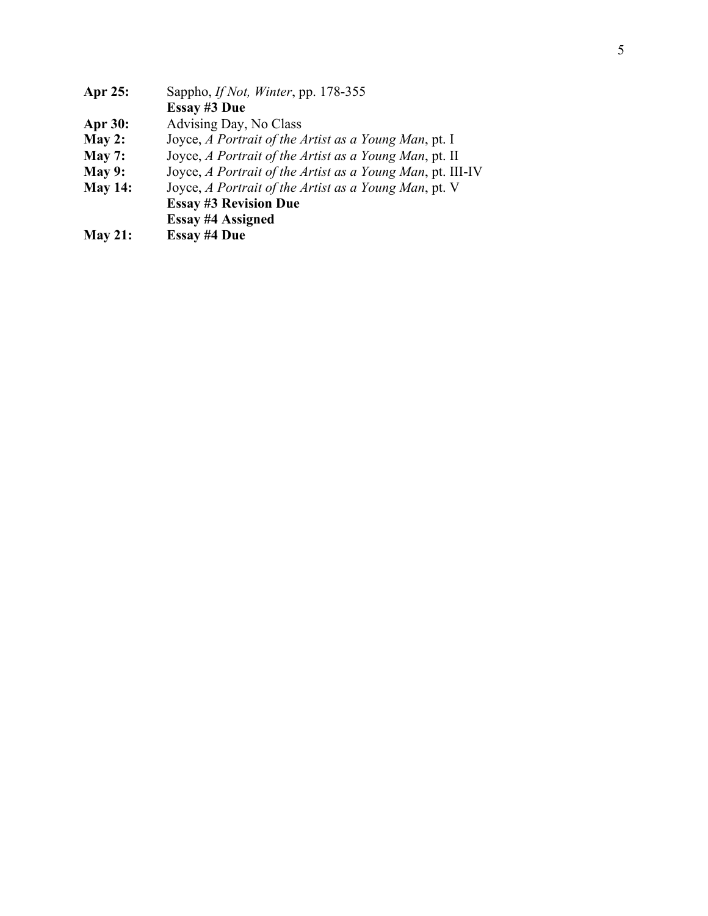**Apr 25:** Sappho, *If Not, Winter*, pp. 178-355
**Essay #3 Due**
**Apr 30:** Advising Day, No Class
**May 2:** Joyce, *A Portrait of the Artist as a Young Man*, pt. I
**May 7:** Joyce, *A Portrait of the Artist as a Young Man*, pt. II
**May 9:** Joyce, *A Portrait of the Artist as a Young Man*, pt. III-IV
**May 14:** Joyce, *A Portrait of the Artist as a Young Man*, pt. V
**Essay #3 Revision Due**
**Essay #4 Assigned**
**May 21:** **Essay #4 Due**